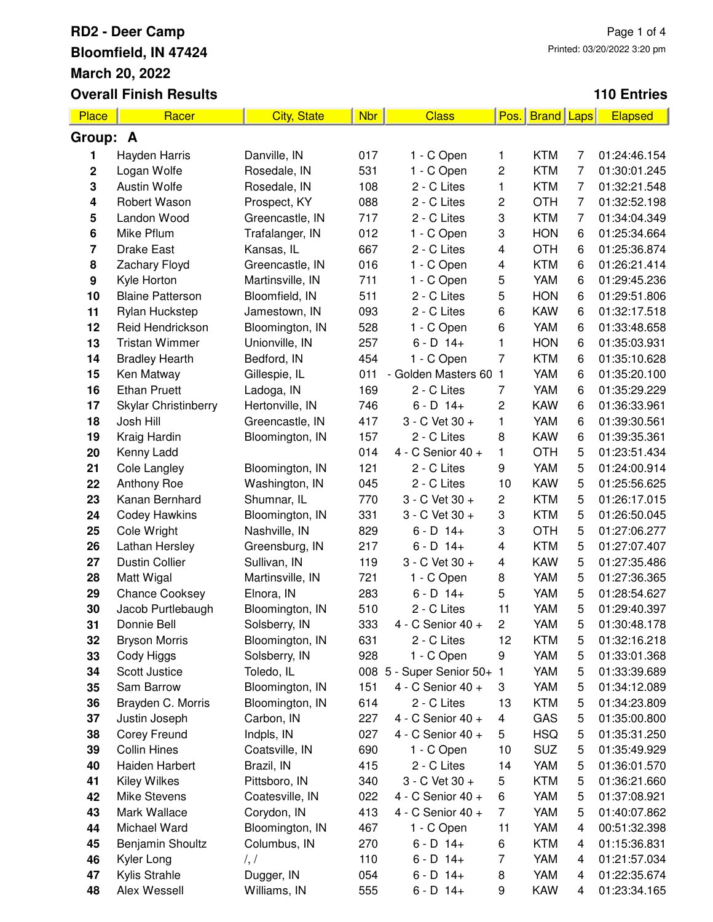# RD2 - Deer Camp

**Bloomfield, IN 47424**

**March 20, 2022**

**Overall Finish Results**

Printed: 03/20/2022 3:20 pm

**110 Entries**

| Place | Racer | City, State | Nbr | Class | Pos. | Brand | Laps | Elapsed |
|---|---|---|---|---|---|---|---|---|
| **Group: A** | | | | | | | | |
| 1 | Hayden Harris | Danville, IN | 017 | 1 - C Open | 1 | KTM | 7 | 01:24:46.154 |
| 2 | Logan Wolfe | Rosedale, IN | 531 | 1 - C Open | 2 | KTM | 7 | 01:30:01.245 |
| 3 | Austin Wolfe | Rosedale, IN | 108 | 2 - C Lites | 1 | KTM | 7 | 01:32:21.548 |
| 4 | Robert Wason | Prospect, KY | 088 | 2 - C Lites | 2 | OTH | 7 | 01:32:52.198 |
| 5 | Landon Wood | Greencastle, IN | 717 | 2 - C Lites | 3 | KTM | 7 | 01:34:04.349 |
| 6 | Mike Pflum | Trafalanger, IN | 012 | 1 - C Open | 3 | HON | 6 | 01:25:34.664 |
| 7 | Drake East | Kansas, IL | 667 | 2 - C Lites | 4 | OTH | 6 | 01:25:36.874 |
| 8 | Zachary Floyd | Greencastle, IN | 016 | 1 - C Open | 4 | KTM | 6 | 01:26:21.414 |
| 9 | Kyle Horton | Martinsville, IN | 711 | 1 - C Open | 5 | YAM | 6 | 01:29:45.236 |
| 10 | Blaine Patterson | Bloomfield, IN | 511 | 2 - C Lites | 5 | HON | 6 | 01:29:51.806 |
| 11 | Rylan Huckstep | Jamestown, IN | 093 | 2 - C Lites | 6 | KAW | 6 | 01:32:17.518 |
| 12 | Reid Hendrickson | Bloomington, IN | 528 | 1 - C Open | 6 | YAM | 6 | 01:33:48.658 |
| 13 | Tristan Wimmer | Unionville, IN | 257 | 6 - D 14+ | 1 | HON | 6 | 01:35:03.931 |
| 14 | Bradley Hearth | Bedford, IN | 454 | 1 - C Open | 7 | KTM | 6 | 01:35:10.628 |
| 15 | Ken Matway | Gillespie, IL | 011 | - Golden Masters 60 | 1 | YAM | 6 | 01:35:20.100 |
| 16 | Ethan Pruett | Ladoga, IN | 169 | 2 - C Lites | 7 | YAM | 6 | 01:35:29.229 |
| 17 | Skylar Christinberry | Hertonville, IN | 746 | 6 - D 14+ | 2 | KAW | 6 | 01:36:33.961 |
| 18 | Josh Hill | Greencastle, IN | 417 | 3 - C Vet 30 + | 1 | YAM | 6 | 01:39:30.561 |
| 19 | Kraig Hardin | Bloomington, IN | 157 | 2 - C Lites | 8 | KAW | 6 | 01:39:35.361 |
| 20 | Kenny Ladd | | 014 | 4 - C Senior 40 + | 1 | OTH | 5 | 01:23:51.434 |
| 21 | Cole Langley | Bloomington, IN | 121 | 2 - C Lites | 9 | YAM | 5 | 01:24:00.914 |
| 22 | Anthony Roe | Washington, IN | 045 | 2 - C Lites | 10 | KAW | 5 | 01:25:56.625 |
| 23 | Kanan Bernhard | Shumnar, IL | 770 | 3 - C Vet 30 + | 2 | KTM | 5 | 01:26:17.015 |
| 24 | Codey Hawkins | Bloomington, IN | 331 | 3 - C Vet 30 + | 3 | KTM | 5 | 01:26:50.045 |
| 25 | Cole Wright | Nashville, IN | 829 | 6 - D 14+ | 3 | OTH | 5 | 01:27:06.277 |
| 26 | Lathan Hersley | Greensburg, IN | 217 | 6 - D 14+ | 4 | KTM | 5 | 01:27:07.407 |
| 27 | Dustin Collier | Sullivan, IN | 119 | 3 - C Vet 30 + | 4 | KAW | 5 | 01:27:35.486 |
| 28 | Matt Wigal | Martinsville, IN | 721 | 1 - C Open | 8 | YAM | 5 | 01:27:36.365 |
| 29 | Chance Cooksey | Elnora, IN | 283 | 6 - D 14+ | 5 | YAM | 5 | 01:28:54.627 |
| 30 | Jacob Purtlebaugh | Bloomington, IN | 510 | 2 - C Lites | 11 | YAM | 5 | 01:29:40.397 |
| 31 | Donnie Bell | Solsberry, IN | 333 | 4 - C Senior 40 + | 2 | YAM | 5 | 01:30:48.178 |
| 32 | Bryson Morris | Bloomington, IN | 631 | 2 - C Lites | 12 | KTM | 5 | 01:32:16.218 |
| 33 | Cody Higgs | Solsberry, IN | 928 | 1 - C Open | 9 | YAM | 5 | 01:33:01.368 |
| 34 | Scott Justice | Toledo, IL | 008 | 5 - Super Senior 50+ | 1 | YAM | 5 | 01:33:39.689 |
| 35 | Sam Barrow | Bloomington, IN | 151 | 4 - C Senior 40 + | 3 | YAM | 5 | 01:34:12.089 |
| 36 | Brayden C. Morris | Bloomington, IN | 614 | 2 - C Lites | 13 | KTM | 5 | 01:34:23.809 |
| 37 | Justin Joseph | Carbon, IN | 227 | 4 - C Senior 40 + | 4 | GAS | 5 | 01:35:00.800 |
| 38 | Corey Freund | Indpls, IN | 027 | 4 - C Senior 40 + | 5 | HSQ | 5 | 01:35:31.250 |
| 39 | Collin Hines | Coatsville, IN | 690 | 1 - C Open | 10 | SUZ | 5 | 01:35:49.929 |
| 40 | Haiden Harbert | Brazil, IN | 415 | 2 - C Lites | 14 | YAM | 5 | 01:36:01.570 |
| 41 | Kiley Wilkes | Pittsboro, IN | 340 | 3 - C Vet 30 + | 5 | KTM | 5 | 01:36:21.660 |
| 42 | Mike Stevens | Coatesville, IN | 022 | 4 - C Senior 40 + | 6 | YAM | 5 | 01:37:08.921 |
| 43 | Mark Wallace | Corydon, IN | 413 | 4 - C Senior 40 + | 7 | YAM | 5 | 01:40:07.862 |
| 44 | Michael Ward | Bloomington, IN | 467 | 1 - C Open | 11 | YAM | 4 | 00:51:32.398 |
| 45 | Benjamin Shoultz | Columbus, IN | 270 | 6 - D 14+ | 6 | KTM | 4 | 01:15:36.831 |
| 46 | Kyler Long | /, / | 110 | 6 - D 14+ | 7 | YAM | 4 | 01:21:57.034 |
| 47 | Kylis Strahle | Dugger, IN | 054 | 6 - D 14+ | 8 | YAM | 4 | 01:22:35.674 |
| 48 | Alex Wessell | Williams, IN | 555 | 6 - D 14+ | 9 | KAW | 4 | 01:23:34.165 |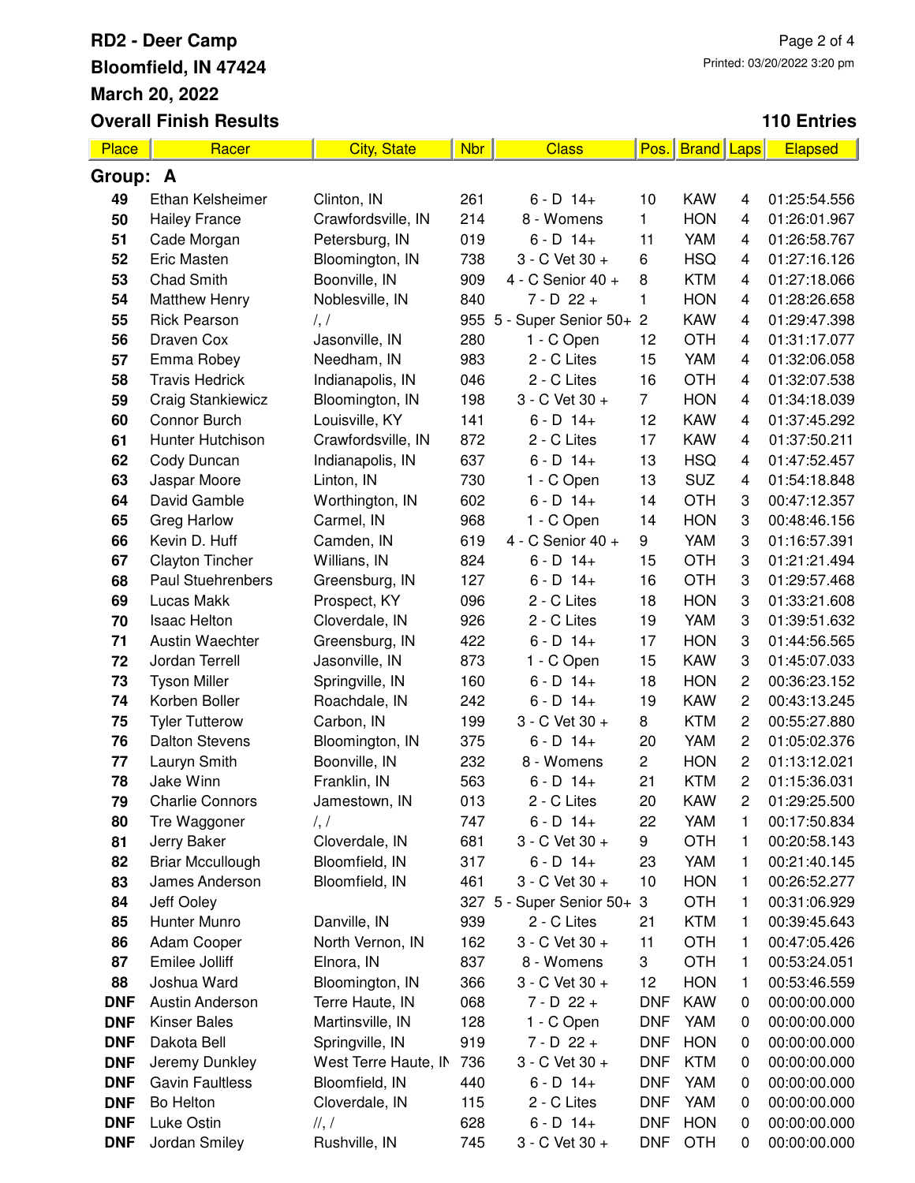# RD2 - Deer Camp

**Bloomfield, IN 47424**

**March 20, 2022**

**Overall Finish Results**

Printed: 03/20/2022 3:20 pm

**110 Entries**

| Place | Racer | City, State | Nbr | Class | Pos. | Brand | Laps | Elapsed |
|---|---|---|---|---|---|---|---|---|
| **Group: A** | | | | | | | | |
| 49 | Ethan Kelsheimer | Clinton, IN | 261 | 6 - D 14+ | 10 | KAW | 4 | 01:25:54.556 |
| 50 | Hailey France | Crawfordsville, IN | 214 | 8 - Womens | 1 | HON | 4 | 01:26:01.967 |
| 51 | Cade Morgan | Petersburg, IN | 019 | 6 - D 14+ | 11 | YAM | 4 | 01:26:58.767 |
| 52 | Eric Masten | Bloomington, IN | 738 | 3 - C Vet 30 + | 6 | HSQ | 4 | 01:27:16.126 |
| 53 | Chad Smith | Boonville, IN | 909 | 4 - C Senior 40 + | 8 | KTM | 4 | 01:27:18.066 |
| 54 | Matthew Henry | Noblesville, IN | 840 | 7 - D 22 + | 1 | HON | 4 | 01:28:26.658 |
| 55 | Rick Pearson | /, / | 955 | 5 - Super Senior 50+ | 2 | KAW | 4 | 01:29:47.398 |
| 56 | Draven Cox | Jasonville, IN | 280 | 1 - C Open | 12 | OTH | 4 | 01:31:17.077 |
| 57 | Emma Robey | Needham, IN | 983 | 2 - C Lites | 15 | YAM | 4 | 01:32:06.058 |
| 58 | Travis Hedrick | Indianapolis, IN | 046 | 2 - C Lites | 16 | OTH | 4 | 01:32:07.538 |
| 59 | Craig Stankiewicz | Bloomington, IN | 198 | 3 - C Vet 30 + | 7 | HON | 4 | 01:34:18.039 |
| 60 | Connor Burch | Louisville, KY | 141 | 6 - D 14+ | 12 | KAW | 4 | 01:37:45.292 |
| 61 | Hunter Hutchison | Crawfordsville, IN | 872 | 2 - C Lites | 17 | KAW | 4 | 01:37:50.211 |
| 62 | Cody Duncan | Indianapolis, IN | 637 | 6 - D 14+ | 13 | HSQ | 4 | 01:47:52.457 |
| 63 | Jaspar Moore | Linton, IN | 730 | 1 - C Open | 13 | SUZ | 4 | 01:54:18.848 |
| 64 | David Gamble | Worthington, IN | 602 | 6 - D 14+ | 14 | OTH | 3 | 00:47:12.357 |
| 65 | Greg Harlow | Carmel, IN | 968 | 1 - C Open | 14 | HON | 3 | 00:48:46.156 |
| 66 | Kevin D. Huff | Camden, IN | 619 | 4 - C Senior 40 + | 9 | YAM | 3 | 01:16:57.391 |
| 67 | Clayton Tincher | Willians, IN | 824 | 6 - D 14+ | 15 | OTH | 3 | 01:21:21.494 |
| 68 | Paul Stuehrenbers | Greensburg, IN | 127 | 6 - D 14+ | 16 | OTH | 3 | 01:29:57.468 |
| 69 | Lucas Makk | Prospect, KY | 096 | 2 - C Lites | 18 | HON | 3 | 01:33:21.608 |
| 70 | Isaac Helton | Cloverdale, IN | 926 | 2 - C Lites | 19 | YAM | 3 | 01:39:51.632 |
| 71 | Austin Waechter | Greensburg, IN | 422 | 6 - D 14+ | 17 | HON | 3 | 01:44:56.565 |
| 72 | Jordan Terrell | Jasonville, IN | 873 | 1 - C Open | 15 | KAW | 3 | 01:45:07.033 |
| 73 | Tyson Miller | Springville, IN | 160 | 6 - D 14+ | 18 | HON | 2 | 00:36:23.152 |
| 74 | Korben Boller | Roachdale, IN | 242 | 6 - D 14+ | 19 | KAW | 2 | 00:43:13.245 |
| 75 | Tyler Tutterow | Carbon, IN | 199 | 3 - C Vet 30 + | 8 | KTM | 2 | 00:55:27.880 |
| 76 | Dalton Stevens | Bloomington, IN | 375 | 6 - D 14+ | 20 | YAM | 2 | 01:05:02.376 |
| 77 | Lauryn Smith | Boonville, IN | 232 | 8 - Womens | 2 | HON | 2 | 01:13:12.021 |
| 78 | Jake Winn | Franklin, IN | 563 | 6 - D 14+ | 21 | KTM | 2 | 01:15:36.031 |
| 79 | Charlie Connors | Jamestown, IN | 013 | 2 - C Lites | 20 | KAW | 2 | 01:29:25.500 |
| 80 | Tre Waggoner | /, / | 747 | 6 - D 14+ | 22 | YAM | 1 | 00:17:50.834 |
| 81 | Jerry Baker | Cloverdale, IN | 681 | 3 - C Vet 30 + | 9 | OTH | 1 | 00:20:58.143 |
| 82 | Briar Mccullough | Bloomfield, IN | 317 | 6 - D 14+ | 23 | YAM | 1 | 00:21:40.145 |
| 83 | James Anderson | Bloomfield, IN | 461 | 3 - C Vet 30 + | 10 | HON | 1 | 00:26:52.277 |
| 84 | Jeff Ooley | | 327 | 5 - Super Senior 50+ | 3 | OTH | 1 | 00:31:06.929 |
| 85 | Hunter Munro | Danville, IN | 939 | 2 - C Lites | 21 | KTM | 1 | 00:39:45.643 |
| 86 | Adam Cooper | North Vernon, IN | 162 | 3 - C Vet 30 + | 11 | OTH | 1 | 00:47:05.426 |
| 87 | Emilee Jolliff | Elnora, IN | 837 | 8 - Womens | 3 | OTH | 1 | 00:53:24.051 |
| 88 | Joshua Ward | Bloomington, IN | 366 | 3 - C Vet 30 + | 12 | HON | 1 | 00:53:46.559 |
| DNF | Austin Anderson | Terre Haute, IN | 068 | 7 - D 22 + | DNF | KAW | 0 | 00:00:00.000 |
| DNF | Kinser Bales | Martinsville, IN | 128 | 1 - C Open | DNF | YAM | 0 | 00:00:00.000 |
| DNF | Dakota Bell | Springville, IN | 919 | 7 - D 22 + | DNF | HON | 0 | 00:00:00.000 |
| DNF | Jeremy Dunkley | West Terre Haute, IN | 736 | 3 - C Vet 30 + | DNF | KTM | 0 | 00:00:00.000 |
| DNF | Gavin Faultless | Bloomfield, IN | 440 | 6 - D 14+ | DNF | YAM | 0 | 00:00:00.000 |
| DNF | Bo Helton | Cloverdale, IN | 115 | 2 - C Lites | DNF | YAM | 0 | 00:00:00.000 |
| DNF | Luke Ostin | //, / | 628 | 6 - D 14+ | DNF | HON | 0 | 00:00:00.000 |
| DNF | Jordan Smiley | Rushville, IN | 745 | 3 - C Vet 30 + | DNF | OTH | 0 | 00:00:00.000 |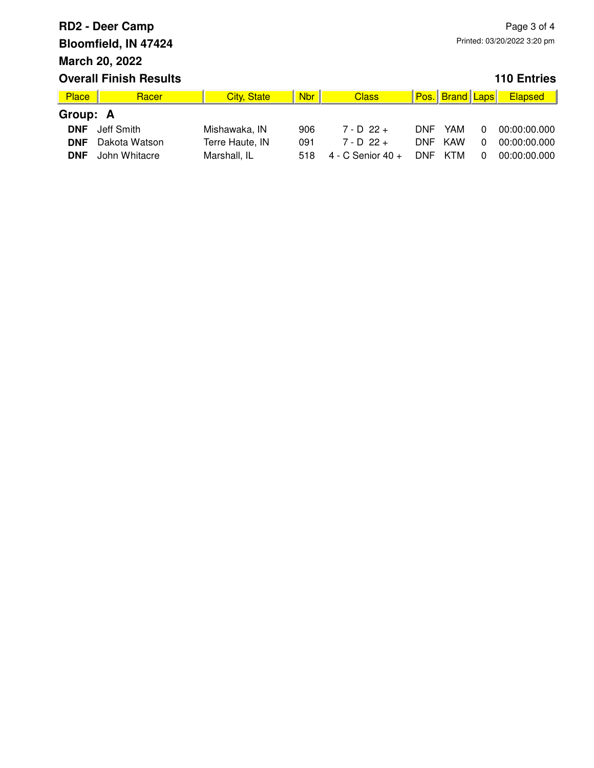**RD2 - Deer Camp**

**Bloomfield, IN 47424**

**March 20, 2022**

Printed: 03/20/2022 3:20 pm

**Overall Finish Results**

**110 Entries**

| Place | Racer | City, State | Nbr | Class | Pos. | Brand | Laps | Elapsed |
|---|---|---|---|---|---|---|---|---|
| **Group: A** | | | | | | | | |
| **DNF** | Jeff Smith | Mishawaka, IN | 906 | 7 - D 22 + | DNF | YAM | 0 | 00:00:00.000 |
| **DNF** | Dakota Watson | Terre Haute, IN | 091 | 7 - D 22 + | DNF | KAW | 0 | 00:00:00.000 |
| **DNF** | John Whitacre | Marshall, IL | 518 | 4 - C Senior 40 + | DNF | KTM | 0 | 00:00:00.000 |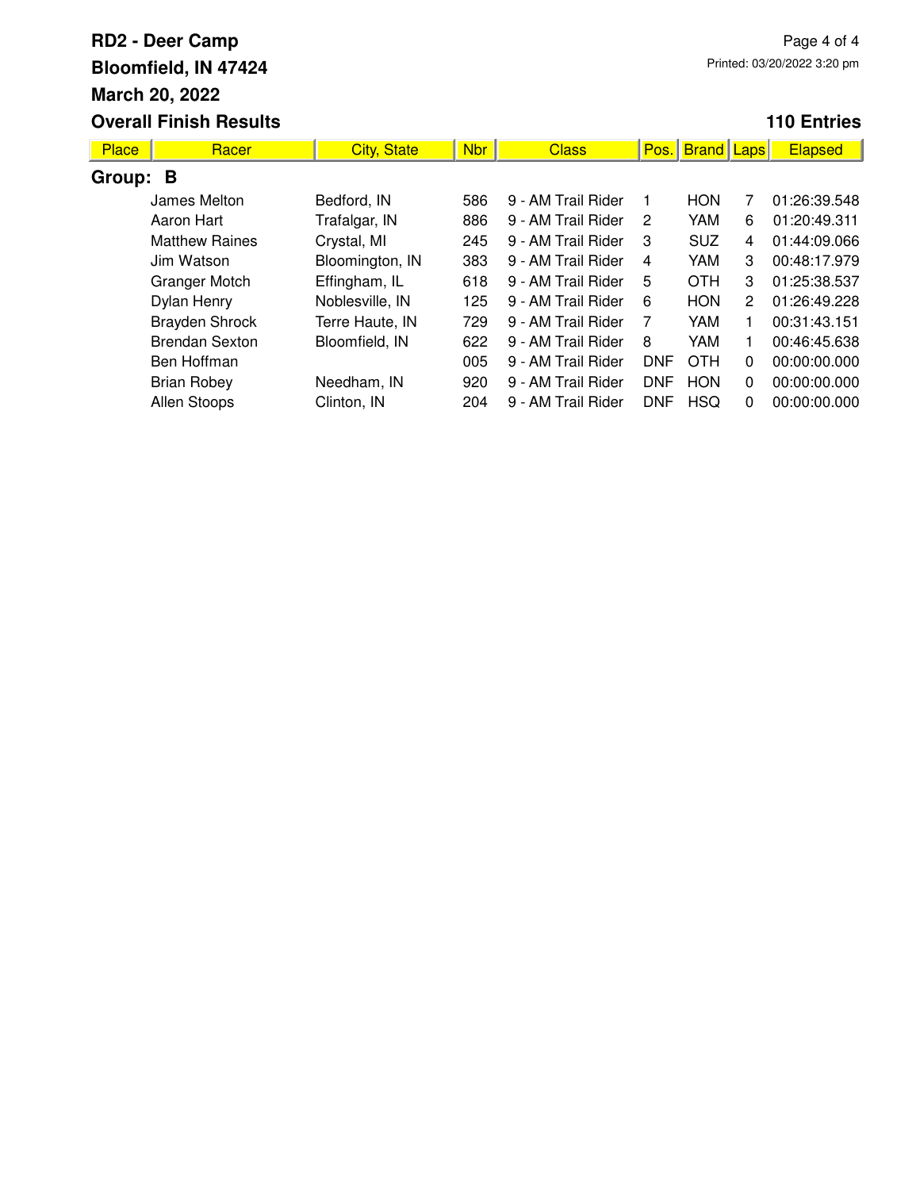**RD2 - Deer Camp**

**Bloomfield, IN 47424**

**March 20, 2022**

**Overall Finish Results**

Printed: 03/20/2022 3:20 pm

**110 Entries**

| Place | Racer | City, State | Nbr | Class | Pos. | Brand | Laps | Elapsed |
|---|---|---|---|---|---|---|---|---|
| **Group: B** | | | | | | | | |
| | James Melton | Bedford, IN | 586 | 9 - AM Trail Rider | 1 | HON | 7 | 01:26:39.548 |
| | Aaron Hart | Trafalgar, IN | 886 | 9 - AM Trail Rider | 2 | YAM | 6 | 01:20:49.311 |
| | Matthew Raines | Crystal, MI | 245 | 9 - AM Trail Rider | 3 | SUZ | 4 | 01:44:09.066 |
| | Jim Watson | Bloomington, IN | 383 | 9 - AM Trail Rider | 4 | YAM | 3 | 00:48:17.979 |
| | Granger Motch | Effingham, IL | 618 | 9 - AM Trail Rider | 5 | OTH | 3 | 01:25:38.537 |
| | Dylan Henry | Noblesville, IN | 125 | 9 - AM Trail Rider | 6 | HON | 2 | 01:26:49.228 |
| | Brayden Shrock | Terre Haute, IN | 729 | 9 - AM Trail Rider | 7 | YAM | 1 | 00:31:43.151 |
| | Brendan Sexton | Bloomfield, IN | 622 | 9 - AM Trail Rider | 8 | YAM | 1 | 00:46:45.638 |
| | Ben Hoffman | | 005 | 9 - AM Trail Rider | DNF | OTH | 0 | 00:00:00.000 |
| | Brian Robey | Needham, IN | 920 | 9 - AM Trail Rider | DNF | HON | 0 | 00:00:00.000 |
| | Allen Stoops | Clinton, IN | 204 | 9 - AM Trail Rider | DNF | HSQ | 0 | 00:00:00.000 |